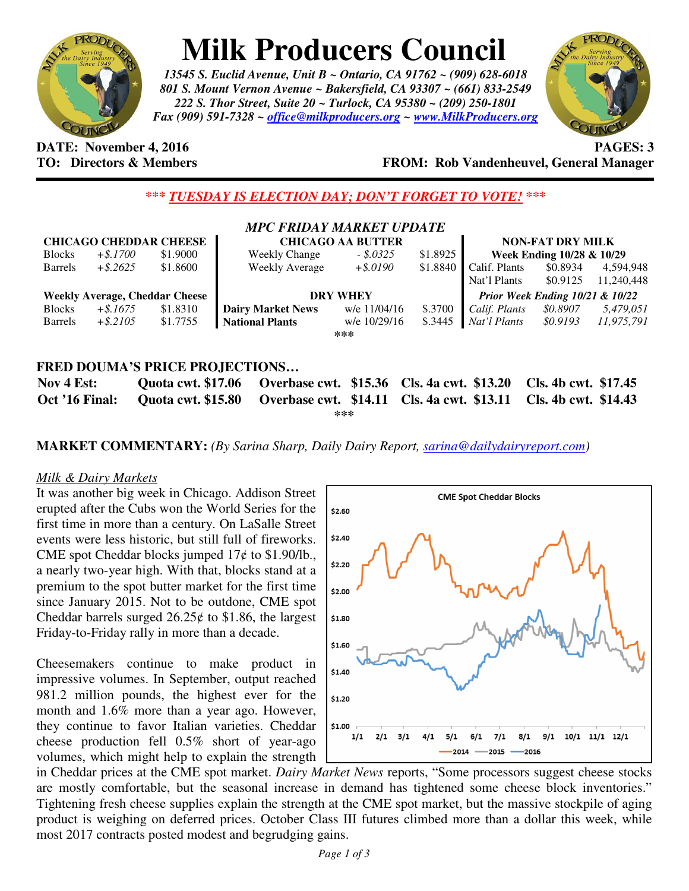# Milk Producers Council

*13545 S. Euclid Avenue, Unit B ~ Ontario, CA 91762 ~ (909) 628-6018*
*801 S. Mount Vernon Avenue ~ Bakersfield, CA 93307 ~ (661) 833-2549*
*222 S. Thor Street, Suite 20 ~ Turlock, CA 95380 ~ (209) 250-1801*
*Fax (909) 591-7328 ~ office@milkproducers.org ~ www.MilkProducers.org*

**DATE: November 4, 2016** **PAGES: 3**
**TO: Directors & Members** **FROM: Rob Vandenheuvel, General Manager**

***\*\*\* TUESDAY IS ELECTION DAY; DON'T FORGET TO VOTE! \*\*\****

## *MPC FRIDAY MARKET UPDATE*

| CHICAGO CHEDDAR CHEESE | | | CHICAGO AA BUTTER | | | NON-FAT DRY MILK | | |
|---|---|---|---|---|---|---|---|---|
| Blocks | *+$.1700* | $1.9000 | Weekly Change | *- $.0325* | $1.8925 | **Week Ending 10/28 & 10/29** | | |
| Barrels | *+$.2625* | $1.8600 | Weekly Average | *+$.0190* | $1.8840 | Calif. Plants | $0.8934 | 4,594,948 |
| | | | | | | Nat'l Plants | $0.9125 | 11,240,448 |
| **Weekly Average, Cheddar Cheese** | | | **DRY WHEY** | | | ***Prior Week Ending 10/21 & 10/22*** | | |
| Blocks | *+$.1675* | $1.8310 | **Dairy Market News** | w/e 11/04/16 | $.3700 | *Calif. Plants* | *$0.8907* | *5,479,051* |
| Barrels | *+$.2105* | $1.7755 | **National Plants** | w/e 10/29/16 | $.3445 | *Nat'l Plants* | *$0.9193* | *11,975,791* |

\*\*\*

## FRED DOUMA'S PRICE PROJECTIONS…

| | | | | |
|---|---|---|---|---|
| **Nov 4 Est:** | **Quota cwt. $17.06** | **Overbase cwt. $15.36** | **Cls. 4a cwt. $13.20** | **Cls. 4b cwt. $17.45** |
| **Oct '16 Final:** | **Quota cwt. $15.80** | **Overbase cwt. $14.11** | **Cls. 4a cwt. $13.11** | **Cls. 4b cwt. $14.43** |

\*\*\*

**MARKET COMMENTARY:** *(By Sarina Sharp, Daily Dairy Report, sarina@dailydairyreport.com)*

*Milk & Dairy Markets*

It was another big week in Chicago. Addison Street erupted after the Cubs won the World Series for the first time in more than a century. On LaSalle Street events were less historic, but still full of fireworks. CME spot Cheddar blocks jumped 17¢ to $1.90/lb., a nearly two-year high. With that, blocks stand at a premium to the spot butter market for the first time since January 2015. Not to be outdone, CME spot Cheddar barrels surged 26.25¢ to $1.86, the largest Friday-to-Friday rally in more than a decade.

Cheesemakers continue to make product in impressive volumes. In September, output reached 981.2 million pounds, the highest ever for the month and 1.6% more than a year ago. However, they continue to favor Italian varieties. Cheddar cheese production fell 0.5% short of year-ago volumes, which might help to explain the strength in Cheddar prices at the CME spot market. *Dairy Market News* reports, "Some processors suggest cheese stocks are mostly comfortable, but the seasonal increase in demand has tightened some cheese block inventories." Tightening fresh cheese supplies explain the strength at the CME spot market, but the massive stockpile of aging product is weighing on deferred prices. October Class III futures climbed more than a dollar this week, while most 2017 contracts posted modest and begrudging gains.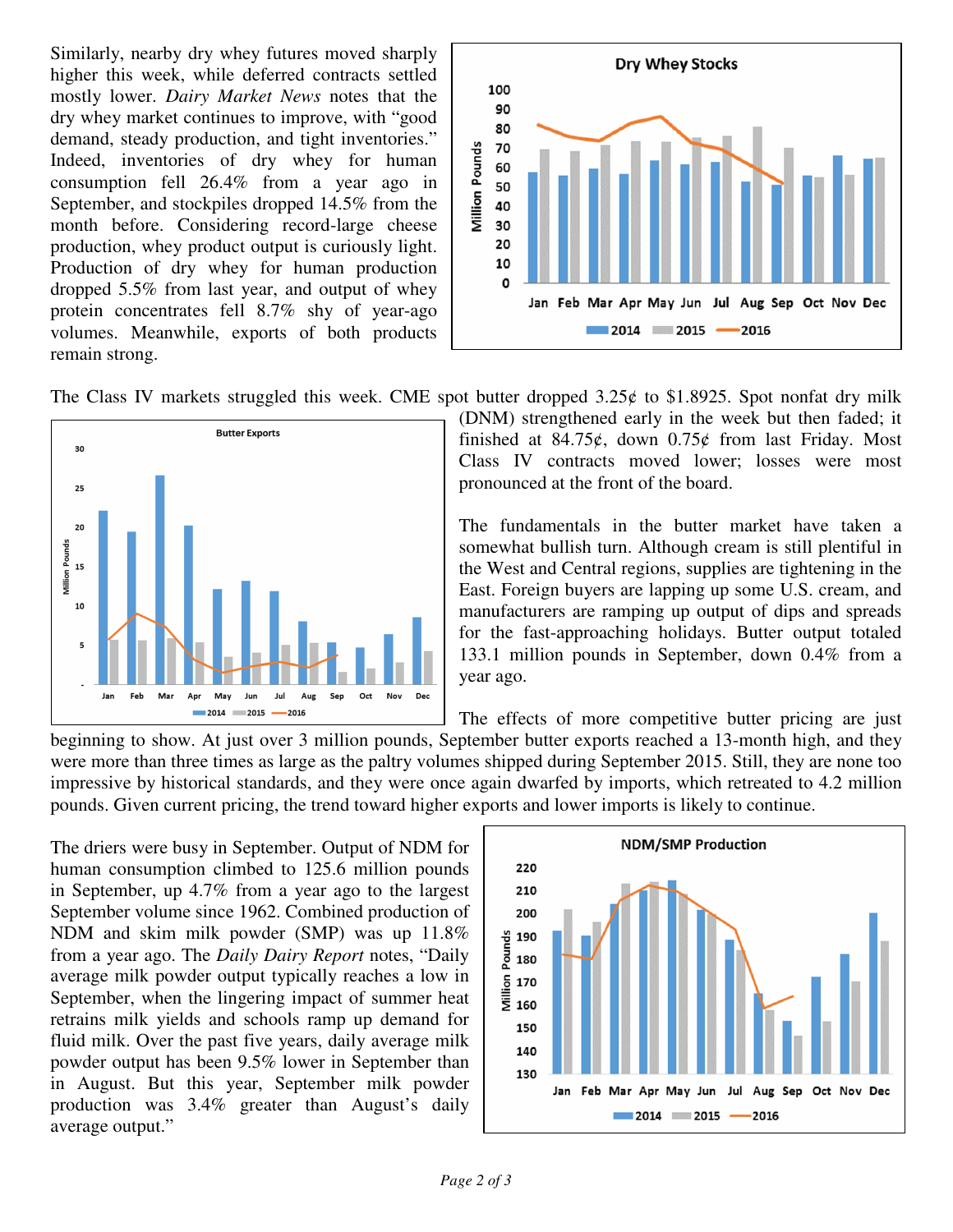Similarly, nearby dry whey futures moved sharply higher this week, while deferred contracts settled mostly lower. *Dairy Market News* notes that the dry whey market continues to improve, with "good demand, steady production, and tight inventories." Indeed, inventories of dry whey for human consumption fell 26.4% from a year ago in September, and stockpiles dropped 14.5% from the month before. Considering record-large cheese production, whey product output is curiously light. Production of dry whey for human production dropped 5.5% from last year, and output of whey protein concentrates fell 8.7% shy of year-ago volumes. Meanwhile, exports of both products remain strong.

The Class IV markets struggled this week. CME spot butter dropped 3.25¢ to $1.8925. Spot nonfat dry milk (DNM) strengthened early in the week but then faded; it finished at 84.75¢, down 0.75¢ from last Friday. Most Class IV contracts moved lower; losses were most pronounced at the front of the board.

The fundamentals in the butter market have taken a somewhat bullish turn. Although cream is still plentiful in the West and Central regions, supplies are tightening in the East. Foreign buyers are lapping up some U.S. cream, and manufacturers are ramping up output of dips and spreads for the fast-approaching holidays. Butter output totaled 133.1 million pounds in September, down 0.4% from a year ago.

The effects of more competitive butter pricing are just beginning to show. At just over 3 million pounds, September butter exports reached a 13-month high, and they were more than three times as large as the paltry volumes shipped during September 2015. Still, they are none too impressive by historical standards, and they were once again dwarfed by imports, which retreated to 4.2 million pounds. Given current pricing, the trend toward higher exports and lower imports is likely to continue.

The driers were busy in September. Output of NDM for human consumption climbed to 125.6 million pounds in September, up 4.7% from a year ago to the largest September volume since 1962. Combined production of NDM and skim milk powder (SMP) was up 11.8% from a year ago. The *Daily Dairy Report* notes, "Daily average milk powder output typically reaches a low in September, when the lingering impact of summer heat retrains milk yields and schools ramp up demand for fluid milk. Over the past five years, daily average milk powder output has been 9.5% lower in September than in August. But this year, September milk powder production was 3.4% greater than August's daily average output."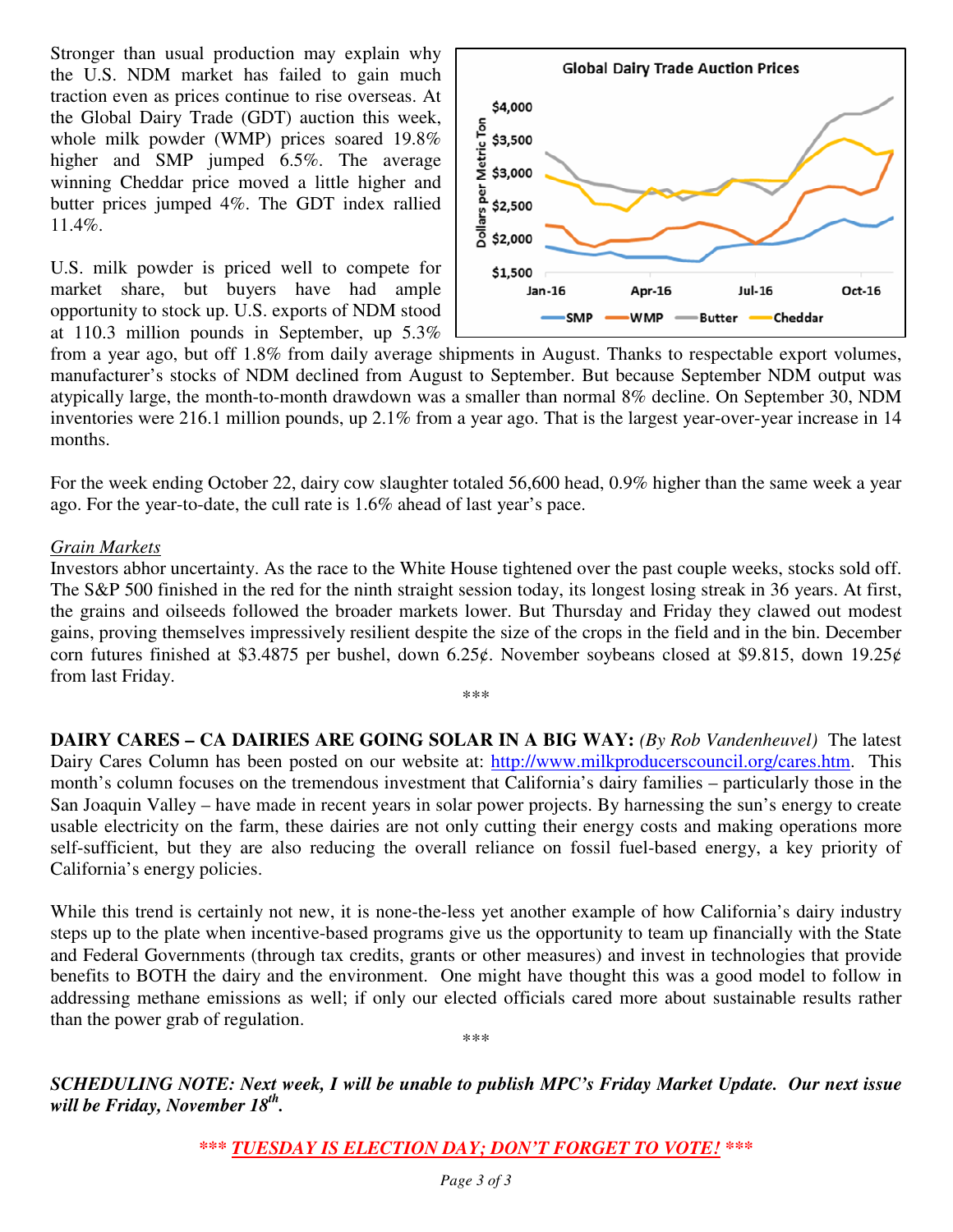Stronger than usual production may explain why the U.S. NDM market has failed to gain much traction even as prices continue to rise overseas. At the Global Dairy Trade (GDT) auction this week, whole milk powder (WMP) prices soared 19.8% higher and SMP jumped 6.5%. The average winning Cheddar price moved a little higher and butter prices jumped 4%. The GDT index rallied 11.4%.

Global Dairy Trade Auction Prices

Dollars per Metric Ton

$4,000
$3,500
$3,000
$2,500
$2,000
$1,500

Jan-16
Apr-16
Jul-16
Oct-16

SMP
WMP
Butter
Cheddar

U.S. milk powder is priced well to compete for market share, but buyers have had ample opportunity to stock up. U.S. exports of NDM stood at 110.3 million pounds in September, up 5.3% from a year ago, but off 1.8% from daily average shipments in August. Thanks to respectable export volumes, manufacturer's stocks of NDM declined from August to September. But because September NDM output was atypically large, the month-to-month drawdown was a smaller than normal 8% decline. On September 30, NDM inventories were 216.1 million pounds, up 2.1% from a year ago. That is the largest year-over-year increase in 14 months.

For the week ending October 22, dairy cow slaughter totaled 56,600 head, 0.9% higher than the same week a year ago. For the year-to-date, the cull rate is 1.6% ahead of last year's pace.

*Grain Markets*

Investors abhor uncertainty. As the race to the White House tightened over the past couple weeks, stocks sold off. The S&P 500 finished in the red for the ninth straight session today, its longest losing streak in 36 years. At first, the grains and oilseeds followed the broader markets lower. But Thursday and Friday they clawed out modest gains, proving themselves impressively resilient despite the size of the crops in the field and in the bin. December corn futures finished at $3.4875 per bushel, down 6.25¢. November soybeans closed at $9.815, down 19.25¢ from last Friday.

***

**DAIRY CARES – CA DAIRIES ARE GOING SOLAR IN A BIG WAY:** *(By Rob Vandenheuvel)* The latest Dairy Cares Column has been posted on our website at: http://www.milkproducerscouncil.org/cares.htm. This month's column focuses on the tremendous investment that California's dairy families – particularly those in the San Joaquin Valley – have made in recent years in solar power projects. By harnessing the sun's energy to create usable electricity on the farm, these dairies are not only cutting their energy costs and making operations more self-sufficient, but they are also reducing the overall reliance on fossil fuel-based energy, a key priority of California's energy policies.

While this trend is certainly not new, it is none-the-less yet another example of how California's dairy industry steps up to the plate when incentive-based programs give us the opportunity to team up financially with the State and Federal Governments (through tax credits, grants or other measures) and invest in technologies that provide benefits to BOTH the dairy and the environment. One might have thought this was a good model to follow in addressing methane emissions as well; if only our elected officials cared more about sustainable results rather than the power grab of regulation.

***

***SCHEDULING NOTE: Next week, I will be unable to publish MPC's Friday Market Update. Our next issue will be Friday, November 18th.***

****** TUESDAY IS ELECTION DAY; DON'T FORGET TO VOTE! *******